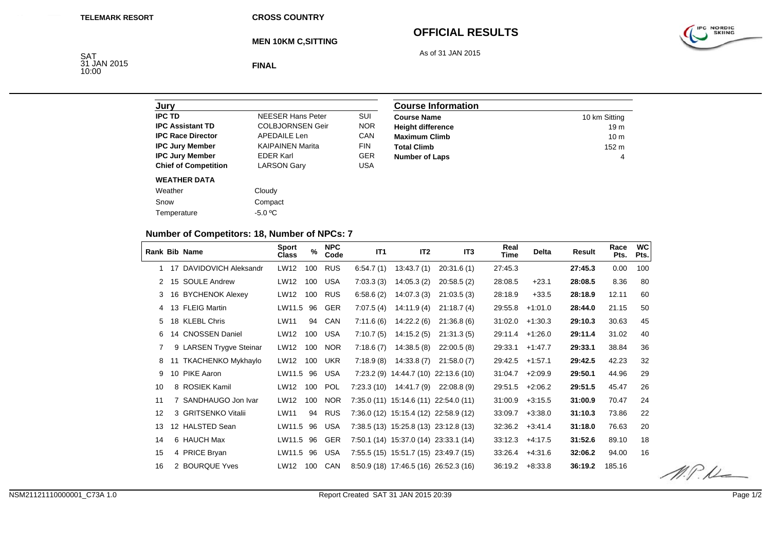TELEMARK RESORT

CROSS COUNTRY

# OFFICIAL RESULTS

MEN 10KM C,SITTING

As of 31 JAN 2015

SAT
31 JAN 2015
10:00

FINAL

| Jury | | |
|---|---|---|
| **IPC TD** | NEESER Hans Peter | SUI |
| **IPC Assistant TD** | COLBJORNSEN Geir | NOR |
| **IPC Race Director** | APEDAILE Len | CAN |
| **IPC Jury Member** | KAIPAINEN Marita | FIN |
| **IPC Jury Member** | EDER Karl | GER |
| **Chief of Competition** | LARSON Gary | USA |

**WEATHER DATA**

| | |
|---|---|
| Weather | Cloudy |
| Snow | Compact |
| Temperature | -5.0 ºC |

| Course Information | |
|---|---|
| **Course Name** | 10 km Sitting |
| **Height difference** | 19 m |
| **Maximum Climb** | 10 m |
| **Total Climb** | 152 m |
| **Number of Laps** | 4 |

## Number of Competitors: 18, Number of NPCs: 7

| Rank | Bib | Name | Sport Class | % | NPC Code | IT1 | IT2 | IT3 | Real Time | Delta | Result | Race Pts. | WC Pts. |
|---|---|---|---|---|---|---|---|---|---|---|---|---|---|
| 1 | 17 | DAVIDOVICH Aleksandr | LW12 | 100 | RUS | 6:54.7 (1) | 13:43.7 (1) | 20:31.6 (1) | 27:45.3 | | **27:45.3** | 0.00 | 100 |
| 2 | 15 | SOULE Andrew | LW12 | 100 | USA | 7:03.3 (3) | 14:05.3 (2) | 20:58.5 (2) | 28:08.5 | +23.1 | **28:08.5** | 8.36 | 80 |
| 3 | 16 | BYCHENOK Alexey | LW12 | 100 | RUS | 6:58.6 (2) | 14:07.3 (3) | 21:03.5 (3) | 28:18.9 | +33.5 | **28:18.9** | 12.11 | 60 |
| 4 | 13 | FLEIG Martin | LW11.5 | 96 | GER | 7:07.5 (4) | 14:11.9 (4) | 21:18.7 (4) | 29:55.8 | +1:01.0 | **28:44.0** | 21.15 | 50 |
| 5 | 18 | KLEBL Chris | LW11 | 94 | CAN | 7:11.6 (6) | 14:22.2 (6) | 21:36.8 (6) | 31:02.0 | +1:30.3 | **29:10.3** | 30.63 | 45 |
| 6 | 14 | CNOSSEN Daniel | LW12 | 100 | USA | 7:10.7 (5) | 14:15.2 (5) | 21:31.3 (5) | 29:11.4 | +1:26.0 | **29:11.4** | 31.02 | 40 |
| 7 | 9 | LARSEN Trygve Steinar | LW12 | 100 | NOR | 7:18.6 (7) | 14:38.5 (8) | 22:00.5 (8) | 29:33.1 | +1:47.7 | **29:33.1** | 38.84 | 36 |
| 8 | 11 | TKACHENKO Mykhaylo | LW12 | 100 | UKR | 7:18.9 (8) | 14:33.8 (7) | 21:58.0 (7) | 29:42.5 | +1:57.1 | **29:42.5** | 42.23 | 32 |
| 9 | 10 | PIKE Aaron | LW11.5 | 96 | USA | 7:23.2 (9) | 14:44.7 (10) | 22:13.6 (10) | 31:04.7 | +2:09.9 | **29:50.1** | 44.96 | 29 |
| 10 | 8 | ROSIEK Kamil | LW12 | 100 | POL | 7:23.3 (10) | 14:41.7 (9) | 22:08.8 (9) | 29:51.5 | +2:06.2 | **29:51.5** | 45.47 | 26 |
| 11 | 7 | SANDHAUGO Jon Ivar | LW12 | 100 | NOR | 7:35.0 (11) | 15:14.6 (11) | 22:54.0 (11) | 31:00.9 | +3:15.5 | **31:00.9** | 70.47 | 24 |
| 12 | 3 | GRITSENKO Vitalii | LW11 | 94 | RUS | 7:36.0 (12) | 15:15.4 (12) | 22:58.9 (12) | 33:09.7 | +3:38.0 | **31:10.3** | 73.86 | 22 |
| 13 | 12 | HALSTED Sean | LW11.5 | 96 | USA | 7:38.5 (13) | 15:25.8 (13) | 23:12.8 (13) | 32:36.2 | +3:41.4 | **31:18.0** | 76.63 | 20 |
| 14 | 6 | HAUCH Max | LW11.5 | 96 | GER | 7:50.1 (14) | 15:37.0 (14) | 23:33.1 (14) | 33:12.3 | +4:17.5 | **31:52.6** | 89.10 | 18 |
| 15 | 4 | PRICE Bryan | LW11.5 | 96 | USA | 7:55.5 (15) | 15:51.7 (15) | 23:49.7 (15) | 33:26.4 | +4:31.6 | **32:06.2** | 94.00 | 16 |
| 16 | 2 | BOURQUE Yves | LW12 | 100 | CAN | 8:50.9 (18) | 17:46.5 (16) | 26:52.3 (16) | 36:19.2 | +8:33.8 | **36:19.2** | 185.16 | |

NSM21121110000001_C73A 1.0

Report Created SAT 31 JAN 2015 20:39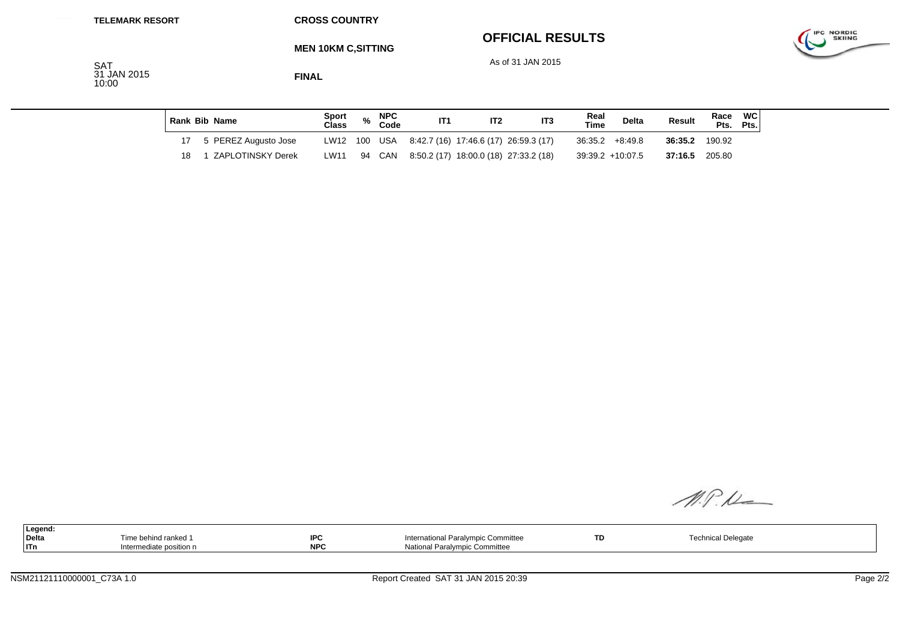TELEMARK RESORT

CROSS COUNTRY

MEN 10KM C,SITTING

FINAL

# OFFICIAL RESULTS

As of 31 JAN 2015

SAT
31 JAN 2015
10:00

| Rank | Bib | Name | Sport Class | % | NPC Code | IT1 | IT2 | IT3 | Real Time | Delta | Result | Race Pts. | WC Pts. |
|---|---|---|---|---|---|---|---|---|---|---|---|---|---|
| 17 | 5 | PEREZ Augusto Jose | LW12 | 100 | USA | 8:42.7 (16) | 17:46.6 (17) | 26:59.3 (17) | 36:35.2 | +8:49.8 | **36:35.2** | 190.92 | |
| 18 | 1 | ZAPLOTINSKY Derek | LW11 | 94 | CAN | 8:50.2 (17) | 18:00.0 (18) | 27:33.2 (18) | 39:39.2 | +10:07.5 | **37:16.5** | 205.80 | |

| Legend: | | | | | |
|---|---|---|---|---|---|
| Delta | Time behind ranked 1 | IPC | International Paralympic Committee | TD | Technical Delegate |
| ITn | Intermediate position n | NPC | National Paralympic Committee | | |

NSM21121110000001_C73A 1.0

Report Created SAT 31 JAN 2015 20:39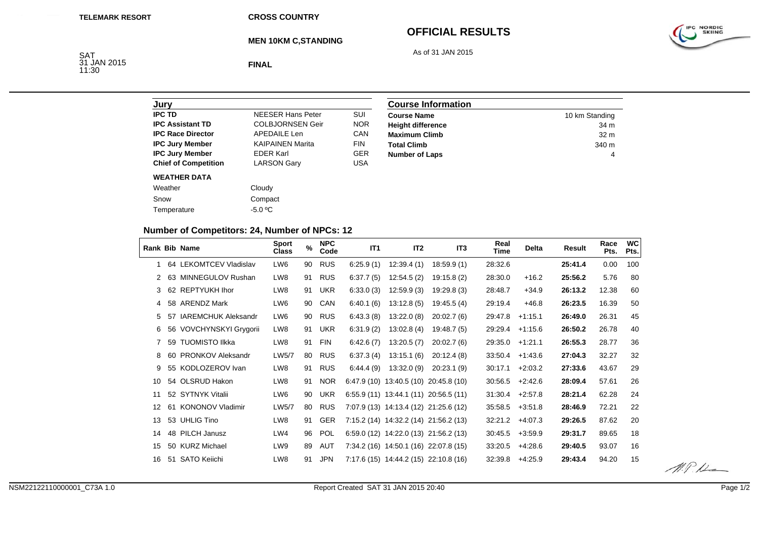TELEMARK RESORT

CROSS COUNTRY

**MEN 10KM C,STANDING**

**FINAL**

# OFFICIAL RESULTS

As of 31 JAN 2015

SAT
31 JAN 2015
11:30

## Jury

| | | |
|---|---|---|
| **IPC TD** | NEESER Hans Peter | SUI |
| **IPC Assistant TD** | COLBJORNSEN Geir | NOR |
| **IPC Race Director** | APEDAILE Len | CAN |
| **IPC Jury Member** | KAIPAINEN Marita | FIN |
| **IPC Jury Member** | EDER Karl | GER |
| **Chief of Competition** | LARSON Gary | USA |

**WEATHER DATA**

| | |
|---|---|
| Weather | Cloudy |
| Snow | Compact |
| Temperature | -5.0 ºC |

## Course Information

| | |
|---|---|
| **Course Name** | 10 km Standing |
| **Height difference** | 34 m |
| **Maximum Climb** | 32 m |
| **Total Climb** | 340 m |
| **Number of Laps** | 4 |

## Number of Competitors: 24, Number of NPCs: 12

| Rank | Bib | Name | Sport Class | % | NPC Code | IT1 | IT2 | IT3 | Real Time | Delta | Result | Race Pts. | WC Pts. |
|---|---|---|---|---|---|---|---|---|---|---|---|---|---|
| 1 | 64 | LEKOMTCEV Vladislav | LW6 | 90 | RUS | 6:25.9 (1) | 12:39.4 (1) | 18:59.9 (1) | 28:32.6 | | **25:41.4** | 0.00 | 100 |
| 2 | 63 | MINNEGULOV Rushan | LW8 | 91 | RUS | 6:37.7 (5) | 12:54.5 (2) | 19:15.8 (2) | 28:30.0 | +16.2 | **25:56.2** | 5.76 | 80 |
| 3 | 62 | REPTYUKH Ihor | LW8 | 91 | UKR | 6:33.0 (3) | 12:59.9 (3) | 19:29.8 (3) | 28:48.7 | +34.9 | **26:13.2** | 12.38 | 60 |
| 4 | 58 | ARENDZ Mark | LW6 | 90 | CAN | 6:40.1 (6) | 13:12.8 (5) | 19:45.5 (4) | 29:19.4 | +46.8 | **26:23.5** | 16.39 | 50 |
| 5 | 57 | IAREMCHUK Aleksandr | LW6 | 90 | RUS | 6:43.3 (8) | 13:22.0 (8) | 20:02.7 (6) | 29:47.8 | +1:15.1 | **26:49.0** | 26.31 | 45 |
| 6 | 56 | VOVCHYNSKYI Grygorii | LW8 | 91 | UKR | 6:31.9 (2) | 13:02.8 (4) | 19:48.7 (5) | 29:29.4 | +1:15.6 | **26:50.2** | 26.78 | 40 |
| 7 | 59 | TUOMISTO Ilkka | LW8 | 91 | FIN | 6:42.6 (7) | 13:20.5 (7) | 20:02.7 (6) | 29:35.0 | +1:21.1 | **26:55.3** | 28.77 | 36 |
| 8 | 60 | PRONKOV Aleksandr | LW5/7 | 80 | RUS | 6:37.3 (4) | 13:15.1 (6) | 20:12.4 (8) | 33:50.4 | +1:43.6 | **27:04.3** | 32.27 | 32 |
| 9 | 55 | KODLOZEROV Ivan | LW8 | 91 | RUS | 6:44.4 (9) | 13:32.0 (9) | 20:23.1 (9) | 30:17.1 | +2:03.2 | **27:33.6** | 43.67 | 29 |
| 10 | 54 | OLSRUD Hakon | LW8 | 91 | NOR | 6:47.9 (10) | 13:40.5 (10) | 20:45.8 (10) | 30:56.5 | +2:42.6 | **28:09.4** | 57.61 | 26 |
| 11 | 52 | SYTNYK Vitalii | LW6 | 90 | UKR | 6:55.9 (11) | 13:44.1 (11) | 20:56.5 (11) | 31:30.4 | +2:57.8 | **28:21.4** | 62.28 | 24 |
| 12 | 61 | KONONOV Vladimir | LW5/7 | 80 | RUS | 7:07.9 (13) | 14:13.4 (12) | 21:25.6 (12) | 35:58.5 | +3:51.8 | **28:46.9** | 72.21 | 22 |
| 13 | 53 | UHLIG Tino | LW8 | 91 | GER | 7:15.2 (14) | 14:32.2 (14) | 21:56.2 (13) | 32:21.2 | +4:07.3 | **29:26.5** | 87.62 | 20 |
| 14 | 48 | PILCH Janusz | LW4 | 96 | POL | 6:59.0 (12) | 14:22.0 (13) | 21:56.2 (13) | 30:45.5 | +3:59.9 | **29:31.7** | 89.65 | 18 |
| 15 | 50 | KURZ Michael | LW9 | 89 | AUT | 7:34.2 (16) | 14:50.1 (16) | 22:07.8 (15) | 33:20.5 | +4:28.6 | **29:40.5** | 93.07 | 16 |
| 16 | 51 | SATO Keiichi | LW8 | 91 | JPN | 7:17.6 (15) | 14:44.2 (15) | 22:10.8 (16) | 32:39.8 | +4:25.9 | **29:43.4** | 94.20 | 15 |

NSM22122110000001_C73A 1.0

Report Created SAT 31 JAN 2015 20:40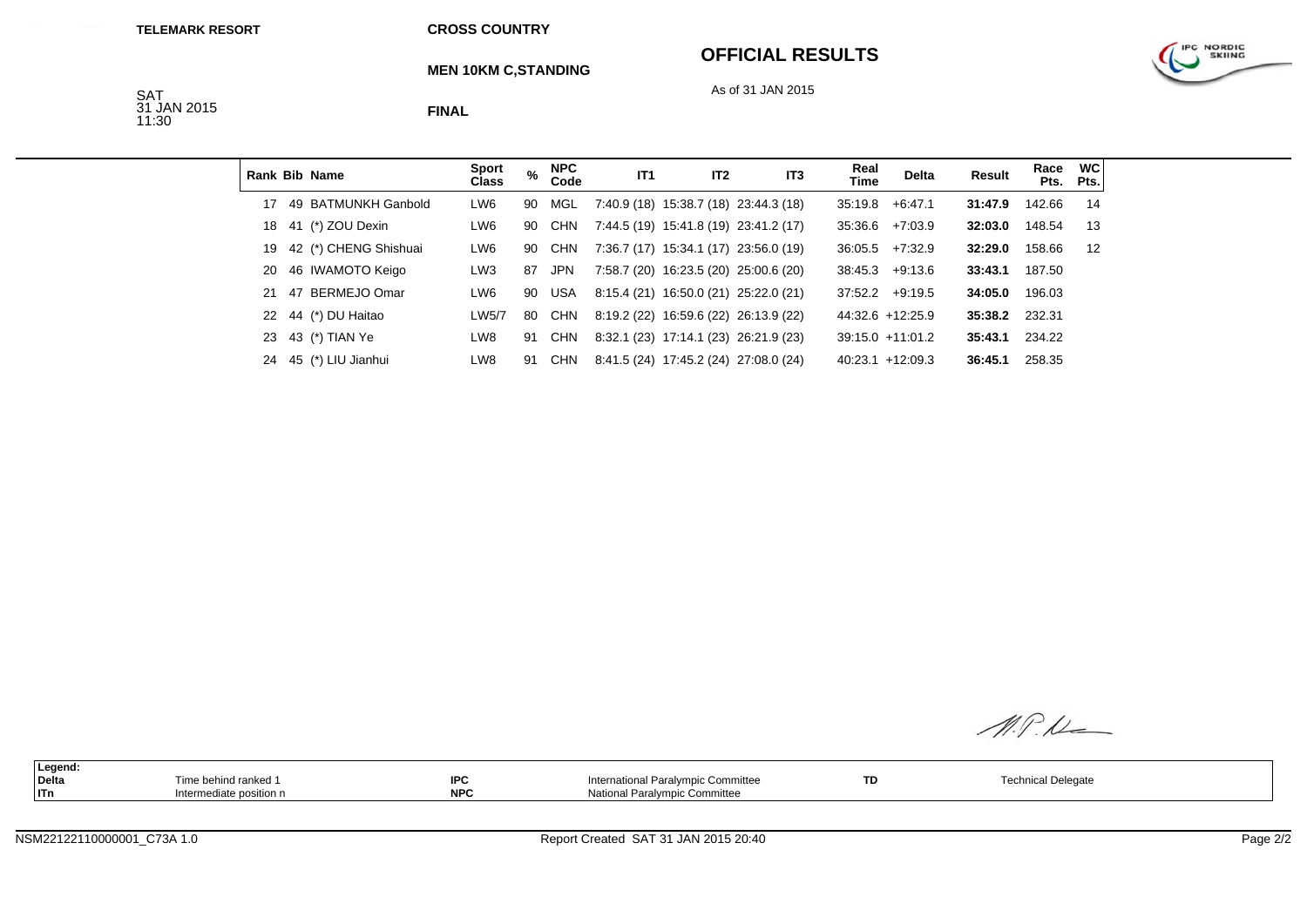TELEMARK RESORT

CROSS COUNTRY

# OFFICIAL RESULTS

MEN 10KM C,STANDING

As of 31 JAN 2015

SAT
31 JAN 2015
11:30

FINAL

| Rank | Bib | Name | Sport Class | % | NPC Code | IT1 | IT2 | IT3 | Real Time | Delta | Result | Race Pts. | WC Pts. |
|---|---|---|---|---|---|---|---|---|---|---|---|---|---|
| 17 | 49 | BATMUNKH Ganbold | LW6 | 90 | MGL | 7:40.9 (18) | 15:38.7 (18) | 23:44.3 (18) | 35:19.8 | +6:47.1 | **31:47.9** | 142.66 | 14 |
| 18 | 41 | (*) ZOU Dexin | LW6 | 90 | CHN | 7:44.5 (19) | 15:41.8 (19) | 23:41.2 (17) | 35:36.6 | +7:03.9 | **32:03.0** | 148.54 | 13 |
| 19 | 42 | (*) CHENG Shishuai | LW6 | 90 | CHN | 7:36.7 (17) | 15:34.1 (17) | 23:56.0 (19) | 36:05.5 | +7:32.9 | **32:29.0** | 158.66 | 12 |
| 20 | 46 | IWAMOTO Keigo | LW3 | 87 | JPN | 7:58.7 (20) | 16:23.5 (20) | 25:00.6 (20) | 38:45.3 | +9:13.6 | **33:43.1** | 187.50 | |
| 21 | 47 | BERMEJO Omar | LW6 | 90 | USA | 8:15.4 (21) | 16:50.0 (21) | 25:22.0 (21) | 37:52.2 | +9:19.5 | **34:05.0** | 196.03 | |
| 22 | 44 | (*) DU Haitao | LW5/7 | 80 | CHN | 8:19.2 (22) | 16:59.6 (22) | 26:13.9 (22) | 44:32.6 | +12:25.9 | **35:38.2** | 232.31 | |
| 23 | 43 | (*) TIAN Ye | LW8 | 91 | CHN | 8:32.1 (23) | 17:14.1 (23) | 26:21.9 (23) | 39:15.0 | +11:01.2 | **35:43.1** | 234.22 | |
| 24 | 45 | (*) LIU Jianhui | LW8 | 91 | CHN | 8:41.5 (24) | 17:45.2 (24) | 27:08.0 (24) | 40:23.1 | +12:09.3 | **36:45.1** | 258.35 | |

| Legend: | | | | | |
|---|---|---|---|---|---|
| Delta | Time behind ranked 1 | IPC | International Paralympic Committee | TD | Technical Delegate |
| ITn | Intermediate position n | NPC | National Paralympic Committee | | |

NSM22122110000001_C73A 1.0

Report Created SAT 31 JAN 2015 20:40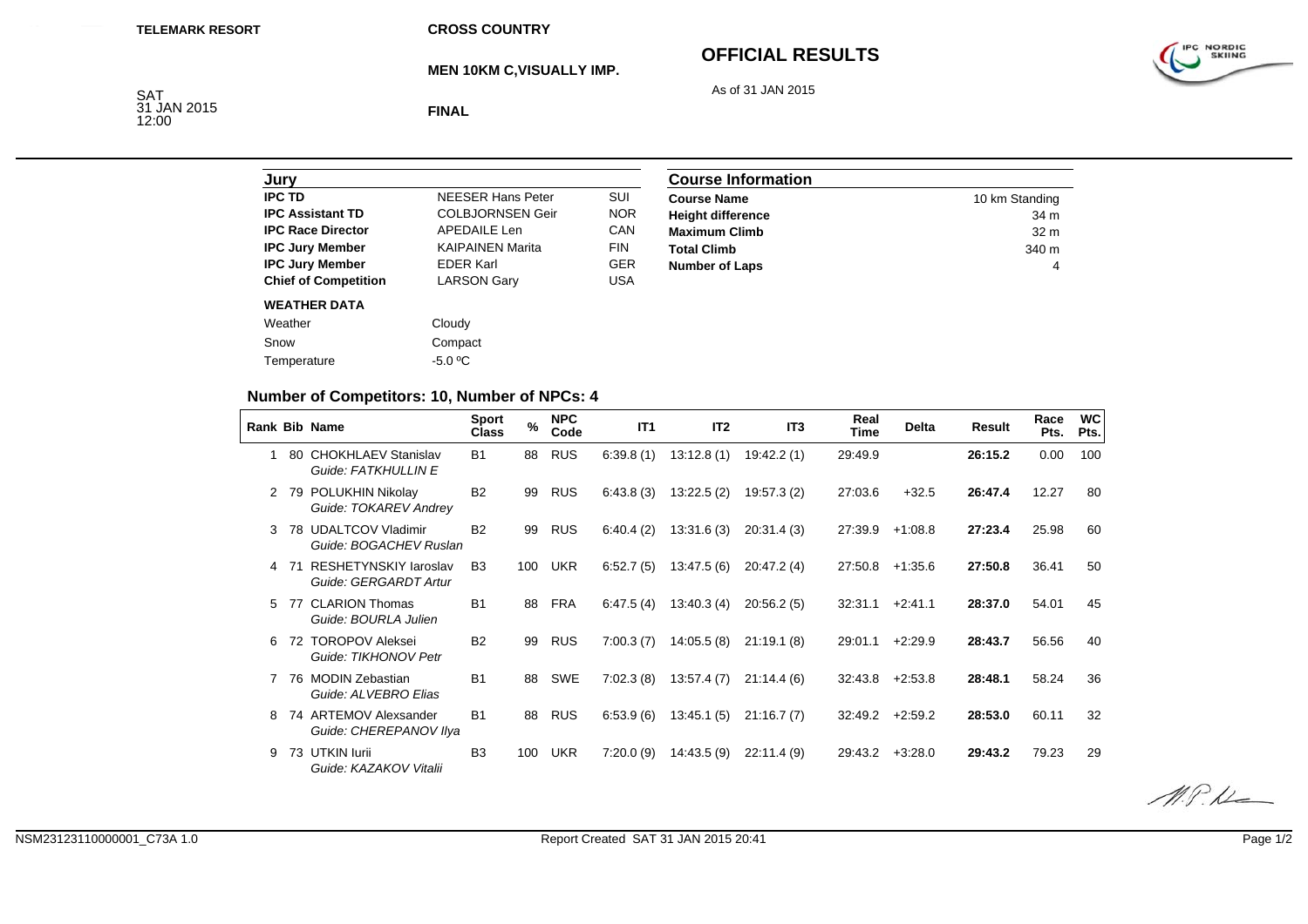TELEMARK RESORT

SAT
31 JAN 2015
12:00

CROSS COUNTRY

**MEN 10KM C,VISUALLY IMP.**

**FINAL**

# OFFICIAL RESULTS

As of 31 JAN 2015

| Jury | | |
|---|---|---|
| **IPC TD** | NEESER Hans Peter | SUI |
| **IPC Assistant TD** | COLBJORNSEN Geir | NOR |
| **IPC Race Director** | APEDAILE Len | CAN |
| **IPC Jury Member** | KAIPAINEN Marita | FIN |
| **IPC Jury Member** | EDER Karl | GER |
| **Chief of Competition** | LARSON Gary | USA |

**WEATHER DATA**

| | |
|---|---|
| Weather | Cloudy |
| Snow | Compact |
| Temperature | -5.0 ºC |

| Course Information | |
|---|---|
| **Course Name** | 10 km Standing |
| **Height difference** | 34 m |
| **Maximum Climb** | 32 m |
| **Total Climb** | 340 m |
| **Number of Laps** | 4 |

## Number of Competitors: 10, Number of NPCs: 4

| Rank | Bib | Name | Sport Class | % | NPC Code | IT1 | IT2 | IT3 | Real Time | Delta | Result | Race Pts. | WC Pts. |
|---|---|---|---|---|---|---|---|---|---|---|---|---|---|
| 1 | 80 | CHOKHLAEV Stanislav<br>*Guide: FATKHULLIN E* | B1 | 88 | RUS | 6:39.8 (1) | 13:12.8 (1) | 19:42.2 (1) | 29:49.9 | | **26:15.2** | 0.00 | 100 |
| 2 | 79 | POLUKHIN Nikolay<br>*Guide: TOKAREV Andrey* | B2 | 99 | RUS | 6:43.8 (3) | 13:22.5 (2) | 19:57.3 (2) | 27:03.6 | +32.5 | **26:47.4** | 12.27 | 80 |
| 3 | 78 | UDALTCOV Vladimir<br>*Guide: BOGACHEV Ruslan* | B2 | 99 | RUS | 6:40.4 (2) | 13:31.6 (3) | 20:31.4 (3) | 27:39.9 | +1:08.8 | **27:23.4** | 25.98 | 60 |
| 4 | 71 | RESHETYNSKIY Iaroslav<br>*Guide: GERGARDT Artur* | B3 | 100 | UKR | 6:52.7 (5) | 13:47.5 (6) | 20:47.2 (4) | 27:50.8 | +1:35.6 | **27:50.8** | 36.41 | 50 |
| 5 | 77 | CLARION Thomas<br>*Guide: BOURLA Julien* | B1 | 88 | FRA | 6:47.5 (4) | 13:40.3 (4) | 20:56.2 (5) | 32:31.1 | +2:41.1 | **28:37.0** | 54.01 | 45 |
| 6 | 72 | TOROPOV Aleksei<br>*Guide: TIKHONOV Petr* | B2 | 99 | RUS | 7:00.3 (7) | 14:05.5 (8) | 21:19.1 (8) | 29:01.1 | +2:29.9 | **28:43.7** | 56.56 | 40 |
| 7 | 76 | MODIN Zebastian<br>*Guide: ALVEBRO Elias* | B1 | 88 | SWE | 7:02.3 (8) | 13:57.4 (7) | 21:14.4 (6) | 32:43.8 | +2:53.8 | **28:48.1** | 58.24 | 36 |
| 8 | 74 | ARTEMOV Alexsander<br>*Guide: CHEREPANOV Ilya* | B1 | 88 | RUS | 6:53.9 (6) | 13:45.1 (5) | 21:16.7 (7) | 32:49.2 | +2:59.2 | **28:53.0** | 60.11 | 32 |
| 9 | 73 | UTKIN Iurii<br>*Guide: KAZAKOV Vitalii* | B3 | 100 | UKR | 7:20.0 (9) | 14:43.5 (9) | 22:11.4 (9) | 29:43.2 | +3:28.0 | **29:43.2** | 79.23 | 29 |

NSM23123110000001_C73A 1.0 Report Created SAT 31 JAN 2015 20:41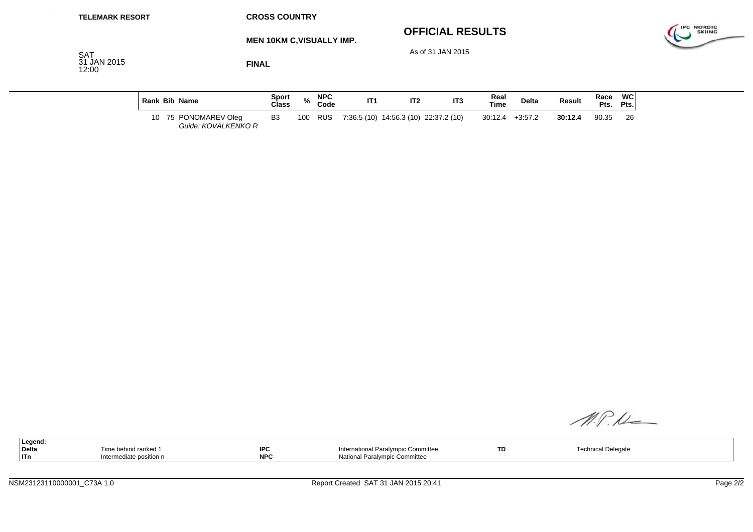TELEMARK RESORT

SAT
31 JAN 2015
12:00

CROSS COUNTRY

**MEN 10KM C,VISUALLY IMP.**

**FINAL**

# OFFICIAL RESULTS

As of 31 JAN 2015

| Rank | Bib | Name | Sport Class | % | NPC Code | IT1 | IT2 | IT3 | Real Time | Delta | Result | Race Pts. | WC Pts. |
|---|---|---|---|---|---|---|---|---|---|---|---|---|---|
| 10 | 75 | PONOMAREV Oleg<br>*Guide: KOVALKENKO R* | B3 | 100 | RUS | 7:36.5 (10) | 14:56.3 (10) | 22:37.2 (10) | 30:12.4 | +3:57.2 | **30:12.4** | 90.35 | 26 |

| Legend: | | | | | |
|---|---|---|---|---|---|
| Delta | Time behind ranked 1 | IPC | International Paralympic Committee | TD | Technical Delegate |
| ITn | Intermediate position n | NPC | National Paralympic Committee | | |

NSM23123110000001_C73A 1.0

Report Created SAT 31 JAN 2015 20:41